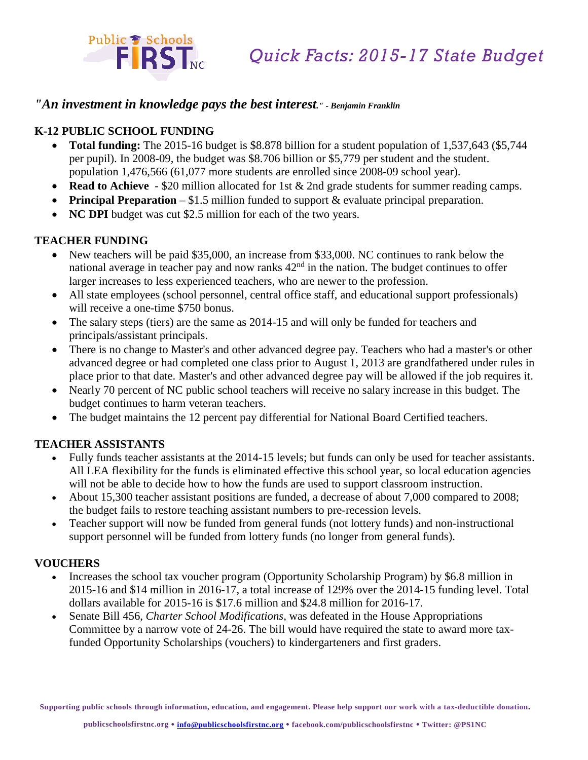# Public Schools FIRST NC

## *Quick Facts: 2015-17 State Budget*

***"An investment in knowledge pays the best interest." - Benjamin Franklin***

### K-12 PUBLIC SCHOOL FUNDING

- **Total funding:** The 2015-16 budget is $8.878 billion for a student population of 1,537,643 ($5,744 per pupil). In 2008-09, the budget was $8.706 billion or $5,779 per student and the student. population 1,476,566 (61,077 more students are enrolled since 2008-09 school year).
- **Read to Achieve** - $20 million allocated for 1st & 2nd grade students for summer reading camps.
- **Principal Preparation** – $1.5 million funded to support & evaluate principal preparation.
- **NC DPI** budget was cut $2.5 million for each of the two years.

### TEACHER FUNDING

- New teachers will be paid $35,000, an increase from $33,000. NC continues to rank below the national average in teacher pay and now ranks 42nd in the nation. The budget continues to offer larger increases to less experienced teachers, who are newer to the profession.
- All state employees (school personnel, central office staff, and educational support professionals) will receive a one-time $750 bonus.
- The salary steps (tiers) are the same as 2014-15 and will only be funded for teachers and principals/assistant principals.
- There is no change to Master's and other advanced degree pay. Teachers who had a master's or other advanced degree or had completed one class prior to August 1, 2013 are grandfathered under rules in place prior to that date. Master's and other advanced degree pay will be allowed if the job requires it.
- Nearly 70 percent of NC public school teachers will receive no salary increase in this budget. The budget continues to harm veteran teachers.
- The budget maintains the 12 percent pay differential for National Board Certified teachers.

### TEACHER ASSISTANTS

- Fully funds teacher assistants at the 2014-15 levels; but funds can only be used for teacher assistants. All LEA flexibility for the funds is eliminated effective this school year, so local education agencies will not be able to decide how to how the funds are used to support classroom instruction.
- About 15,300 teacher assistant positions are funded, a decrease of about 7,000 compared to 2008; the budget fails to restore teaching assistant numbers to pre-recession levels.
- Teacher support will now be funded from general funds (not lottery funds) and non-instructional support personnel will be funded from lottery funds (no longer from general funds).

### VOUCHERS

- Increases the school tax voucher program (Opportunity Scholarship Program) by $6.8 million in 2015-16 and $14 million in 2016-17, a total increase of 129% over the 2014-15 funding level. Total dollars available for 2015-16 is $17.6 million and $24.8 million for 2016-17.
- Senate Bill 456, *Charter School Modifications,* was defeated in the House Appropriations Committee by a narrow vote of 24-26. The bill would have required the state to award more tax-funded Opportunity Scholarships (vouchers) to kindergarteners and first graders.

**Supporting public schools through information, education, and engagement. Please help support our work with a tax-deductible donation.**

**publicschoolsfirstnc.org • info@publicschoolsfirstnc.org • facebook.com/publicschoolsfirstnc • Twitter: @PS1NC**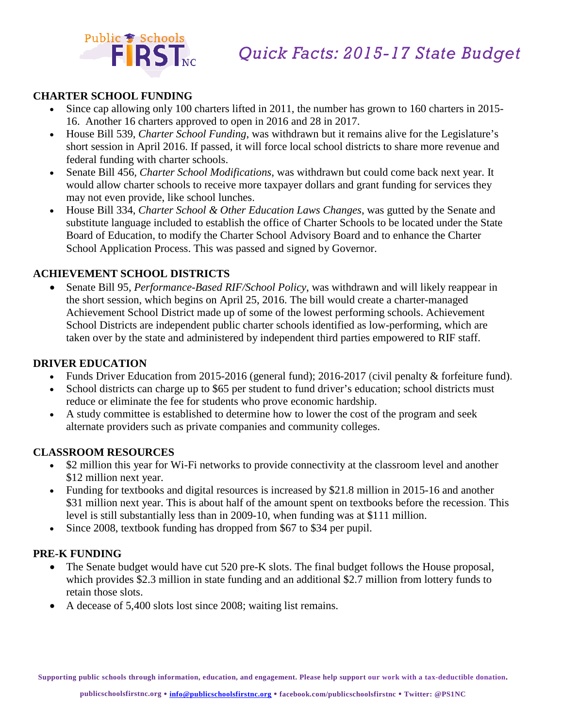# Quick Facts: 2015-17 State Budget

## CHARTER SCHOOL FUNDING

- Since cap allowing only 100 charters lifted in 2011, the number has grown to 160 charters in 2015-16. Another 16 charters approved to open in 2016 and 28 in 2017.
- House Bill 539, *Charter School Funding*, was withdrawn but it remains alive for the Legislature's short session in April 2016. If passed, it will force local school districts to share more revenue and federal funding with charter schools.
- Senate Bill 456, *Charter School Modifications*, was withdrawn but could come back next year. It would allow charter schools to receive more taxpayer dollars and grant funding for services they may not even provide, like school lunches.
- House Bill 334, *Charter School & Other Education Laws Changes*, was gutted by the Senate and substitute language included to establish the office of Charter Schools to be located under the State Board of Education, to modify the Charter School Advisory Board and to enhance the Charter School Application Process. This was passed and signed by Governor.

## ACHIEVEMENT SCHOOL DISTRICTS

- Senate Bill 95, *Performance-Based RIF/School Policy*, was withdrawn and will likely reappear in the short session, which begins on April 25, 2016. The bill would create a charter-managed Achievement School District made up of some of the lowest performing schools. Achievement School Districts are independent public charter schools identified as low-performing, which are taken over by the state and administered by independent third parties empowered to RIF staff.

## DRIVER EDUCATION

- Funds Driver Education from 2015-2016 (general fund); 2016-2017 (civil penalty & forfeiture fund).
- School districts can charge up to $65 per student to fund driver's education; school districts must reduce or eliminate the fee for students who prove economic hardship.
- A study committee is established to determine how to lower the cost of the program and seek alternate providers such as private companies and community colleges.

## CLASSROOM RESOURCES

- $2 million this year for Wi-Fi networks to provide connectivity at the classroom level and another $12 million next year.
- Funding for textbooks and digital resources is increased by $21.8 million in 2015-16 and another $31 million next year. This is about half of the amount spent on textbooks before the recession. This level is still substantially less than in 2009-10, when funding was at $111 million.
- Since 2008, textbook funding has dropped from $67 to $34 per pupil.

## PRE-K FUNDING

- The Senate budget would have cut 520 pre-K slots. The final budget follows the House proposal, which provides $2.3 million in state funding and an additional $2.7 million from lottery funds to retain those slots.
- A decease of 5,400 slots lost since 2008; waiting list remains.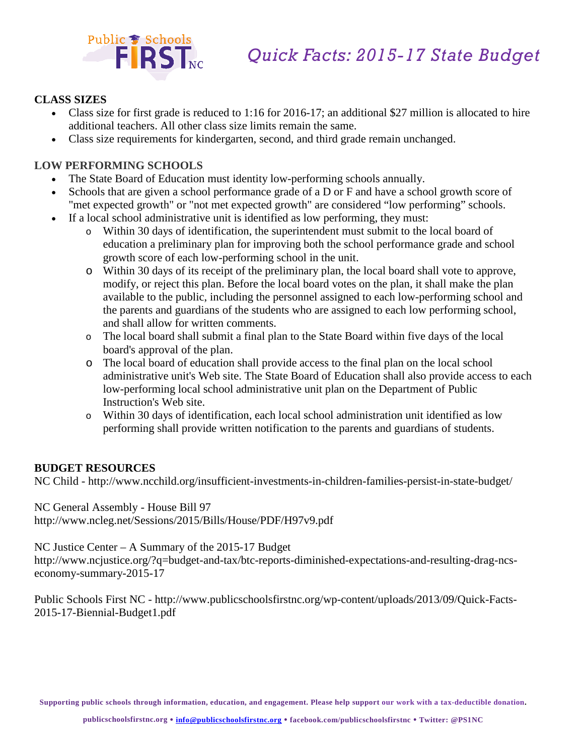# Quick Facts: 2015-17 State Budget

**CLASS SIZES**

- Class size for first grade is reduced to 1:16 for 2016-17; an additional $27 million is allocated to hire additional teachers. All other class size limits remain the same.
- Class size requirements for kindergarten, second, and third grade remain unchanged.

**LOW PERFORMING SCHOOLS**

- The State Board of Education must identity low-performing schools annually.
- Schools that are given a school performance grade of a D or F and have a school growth score of "met expected growth" or "not met expected growth" are considered "low performing" schools.
- If a local school administrative unit is identified as low performing, they must:
  - Within 30 days of identification, the superintendent must submit to the local board of education a preliminary plan for improving both the school performance grade and school growth score of each low-performing school in the unit.
  - Within 30 days of its receipt of the preliminary plan, the local board shall vote to approve, modify, or reject this plan. Before the local board votes on the plan, it shall make the plan available to the public, including the personnel assigned to each low-performing school and the parents and guardians of the students who are assigned to each low performing school, and shall allow for written comments.
  - The local board shall submit a final plan to the State Board within five days of the local board's approval of the plan.
  - The local board of education shall provide access to the final plan on the local school administrative unit's Web site. The State Board of Education shall also provide access to each low-performing local school administrative unit plan on the Department of Public Instruction's Web site.
  - Within 30 days of identification, each local school administration unit identified as low performing shall provide written notification to the parents and guardians of students.

**BUDGET RESOURCES**

NC Child - http://www.ncchild.org/insufficient-investments-in-children-families-persist-in-state-budget/

NC General Assembly - House Bill 97
http://www.ncleg.net/Sessions/2015/Bills/House/PDF/H97v9.pdf

NC Justice Center – A Summary of the 2015-17 Budget
http://www.ncjustice.org/?q=budget-and-tax/btc-reports-diminished-expectations-and-resulting-drag-ncs-economy-summary-2015-17

Public Schools First NC - http://www.publicschoolsfirstnc.org/wp-content/uploads/2013/09/Quick-Facts-2015-17-Biennial-Budget1.pdf